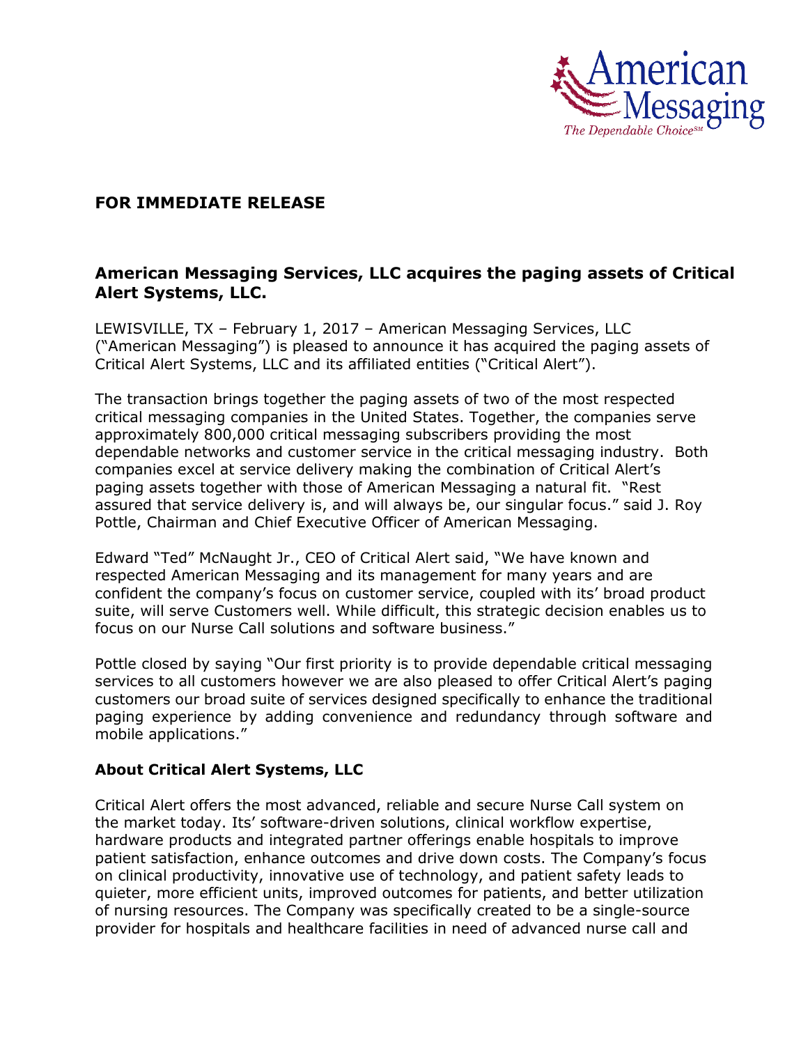**FOR IMMEDIATE RELEASE**

## American Messaging Services, LLC acquires the paging assets of Critical Alert Systems, LLC.

LEWISVILLE, TX – February 1, 2017 – American Messaging Services, LLC ("American Messaging") is pleased to announce it has acquired the paging assets of Critical Alert Systems, LLC and its affiliated entities ("Critical Alert").

The transaction brings together the paging assets of two of the most respected critical messaging companies in the United States. Together, the companies serve approximately 800,000 critical messaging subscribers providing the most dependable networks and customer service in the critical messaging industry. Both companies excel at service delivery making the combination of Critical Alert's paging assets together with those of American Messaging a natural fit. "Rest assured that service delivery is, and will always be, our singular focus." said J. Roy Pottle, Chairman and Chief Executive Officer of American Messaging.

Edward "Ted" McNaught Jr., CEO of Critical Alert said, "We have known and respected American Messaging and its management for many years and are confident the company's focus on customer service, coupled with its' broad product suite, will serve Customers well. While difficult, this strategic decision enables us to focus on our Nurse Call solutions and software business."

Pottle closed by saying "Our first priority is to provide dependable critical messaging services to all customers however we are also pleased to offer Critical Alert's paging customers our broad suite of services designed specifically to enhance the traditional paging experience by adding convenience and redundancy through software and mobile applications."

### About Critical Alert Systems, LLC

Critical Alert offers the most advanced, reliable and secure Nurse Call system on the market today. Its' software-driven solutions, clinical workflow expertise, hardware products and integrated partner offerings enable hospitals to improve patient satisfaction, enhance outcomes and drive down costs. The Company's focus on clinical productivity, innovative use of technology, and patient safety leads to quieter, more efficient units, improved outcomes for patients, and better utilization of nursing resources. The Company was specifically created to be a single-source provider for hospitals and healthcare facilities in need of advanced nurse call and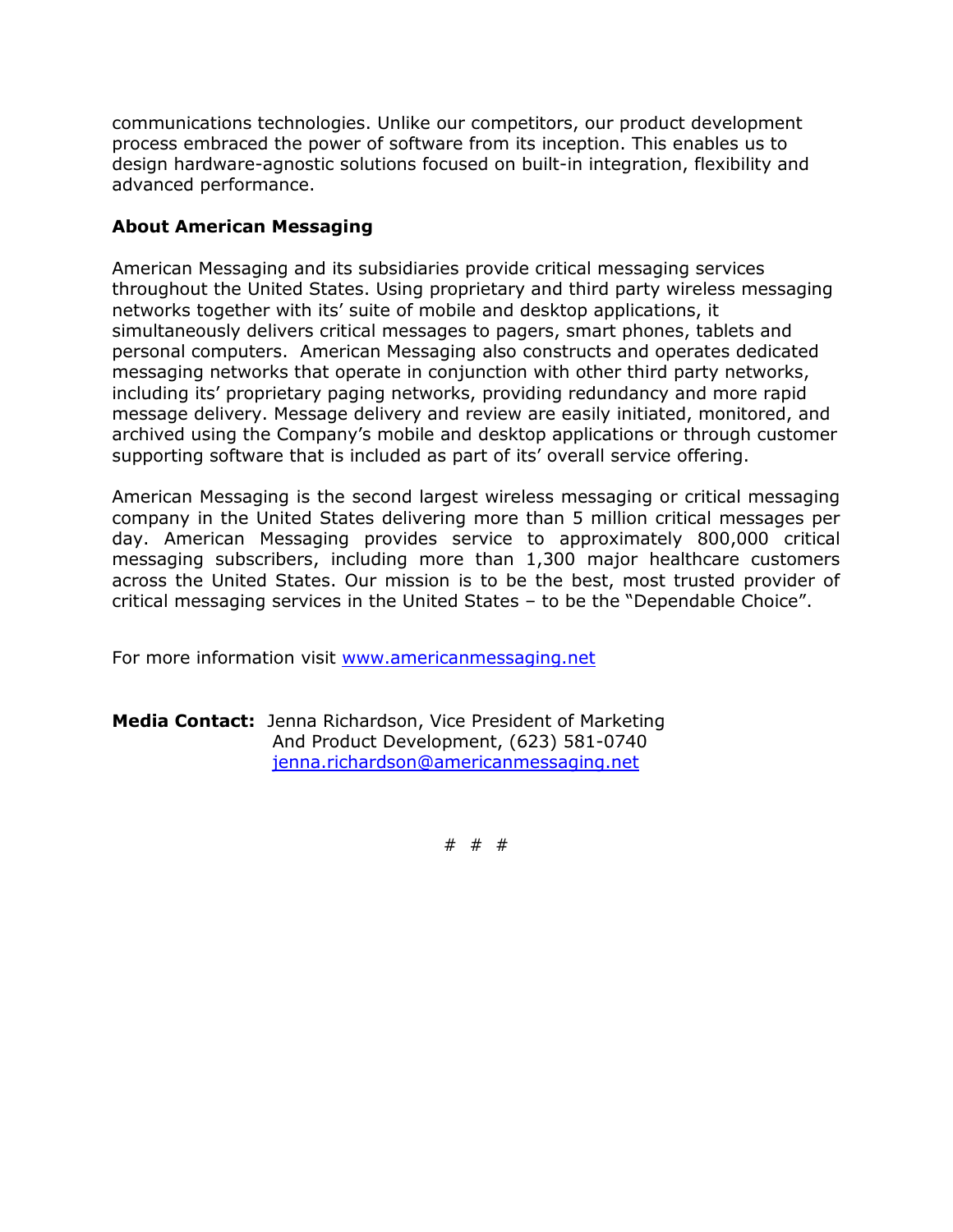communications technologies. Unlike our competitors, our product development process embraced the power of software from its inception. This enables us to design hardware-agnostic solutions focused on built-in integration, flexibility and advanced performance.

**About American Messaging**

American Messaging and its subsidiaries provide critical messaging services throughout the United States. Using proprietary and third party wireless messaging networks together with its' suite of mobile and desktop applications, it simultaneously delivers critical messages to pagers, smart phones, tablets and personal computers. American Messaging also constructs and operates dedicated messaging networks that operate in conjunction with other third party networks, including its' proprietary paging networks, providing redundancy and more rapid message delivery. Message delivery and review are easily initiated, monitored, and archived using the Company's mobile and desktop applications or through customer supporting software that is included as part of its' overall service offering.

American Messaging is the second largest wireless messaging or critical messaging company in the United States delivering more than 5 million critical messages per day. American Messaging provides service to approximately 800,000 critical messaging subscribers, including more than 1,300 major healthcare customers across the United States. Our mission is to be the best, most trusted provider of critical messaging services in the United States – to be the "Dependable Choice".

For more information visit [www.americanmessaging.net](http://www.americanmessaging.net)

**Media Contact:** Jenna Richardson, Vice President of Marketing And Product Development, (623) 581-0740
[jenna.richardson@americanmessaging.net](mailto:jenna.richardson@americanmessaging.net)

# # #